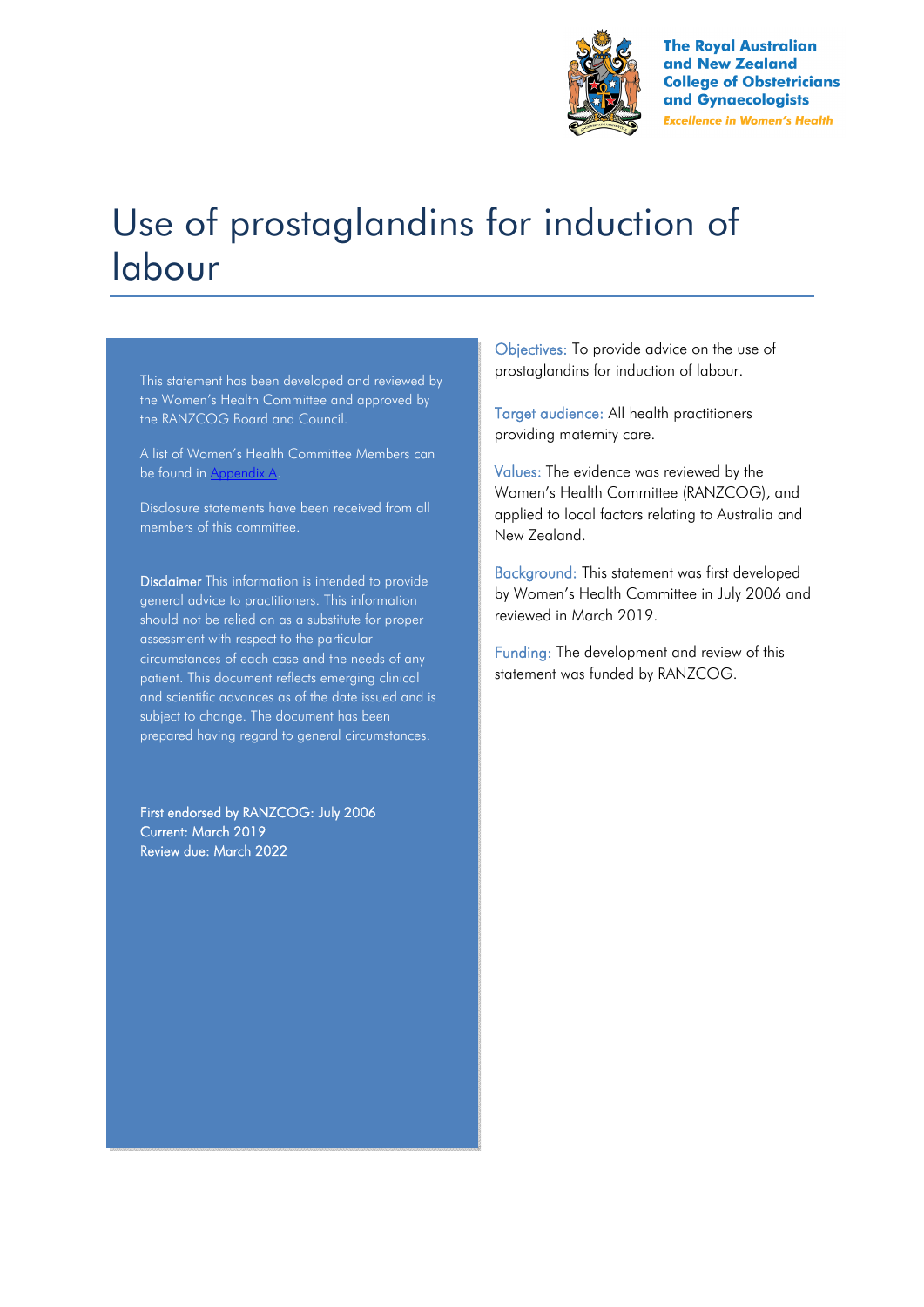The Royal Australian and New Zealand College of Obstetricians and Gynaecologists
*Excellence in Women's Health*

# Use of prostaglandins for induction of labour

This statement has been developed and reviewed by the Women's Health Committee and approved by the RANZCOG Board and Council.

A list of Women's Health Committee Members can be found in [Appendix A](#).

Disclosure statements have been received from all members of this committee.

**Disclaimer** This information is intended to provide general advice to practitioners. This information should not be relied on as a substitute for proper assessment with respect to the particular circumstances of each case and the needs of any patient. This document reflects emerging clinical and scientific advances as of the date issued and is subject to change. The document has been prepared having regard to general circumstances.

First endorsed by RANZCOG: July 2006
Current: March 2019
Review due: March 2022

**Objectives:** To provide advice on the use of prostaglandins for induction of labour.

**Target audience:** All health practitioners providing maternity care.

**Values:** The evidence was reviewed by the Women's Health Committee (RANZCOG), and applied to local factors relating to Australia and New Zealand.

**Background:** This statement was first developed by Women's Health Committee in July 2006 and reviewed in March 2019.

**Funding:** The development and review of this statement was funded by RANZCOG.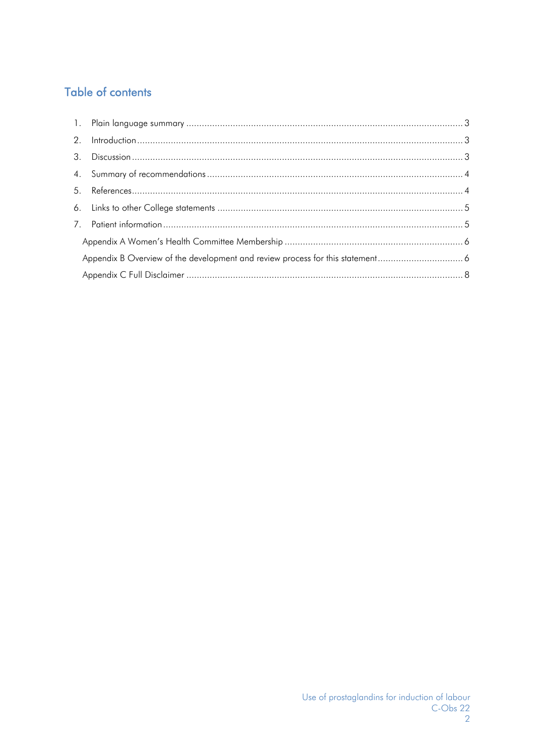## Table of contents

1. Plain language summary ........................................................................................................ 3
2. Introduction ........................................................................................................................ 3
3. Discussion ........................................................................................................................... 3
4. Summary of recommendations ............................................................................................ 4
5. References ........................................................................................................................... 4
6. Links to other College statements ........................................................................................ 5
7. Patient information .............................................................................................................. 5

Appendix A Women's Health Committee Membership ............................................................. 6

Appendix B Overview of the development and review process for this statement ...................... 6

Appendix C Full Disclaimer ........................................................................................................ 8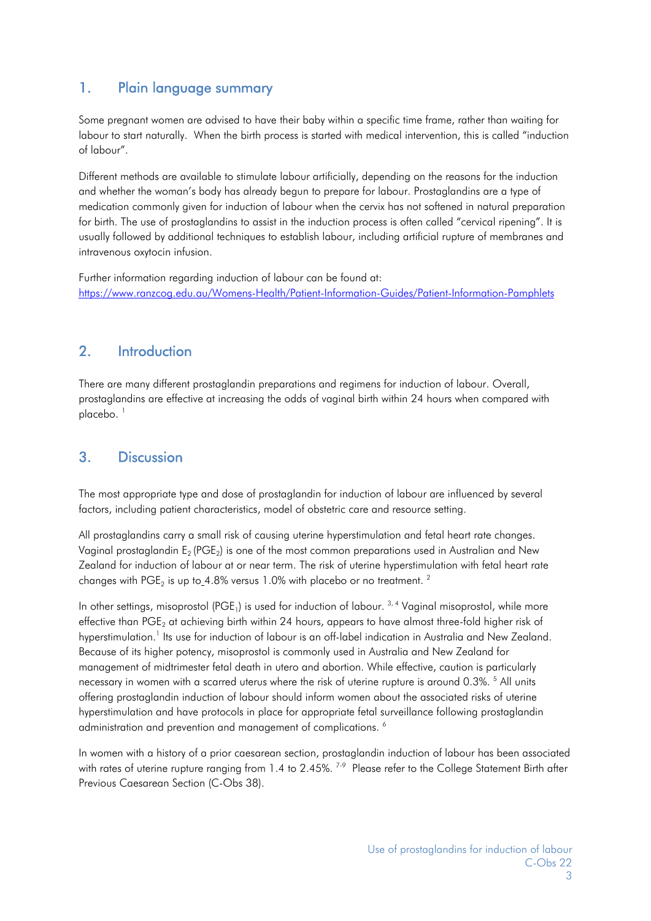## 1. Plain language summary

Some pregnant women are advised to have their baby within a specific time frame, rather than waiting for labour to start naturally. When the birth process is started with medical intervention, this is called "induction of labour".

Different methods are available to stimulate labour artificially, depending on the reasons for the induction and whether the woman's body has already begun to prepare for labour. Prostaglandins are a type of medication commonly given for induction of labour when the cervix has not softened in natural preparation for birth. The use of prostaglandins to assist in the induction process is often called "cervical ripening". It is usually followed by additional techniques to establish labour, including artificial rupture of membranes and intravenous oxytocin infusion.

Further information regarding induction of labour can be found at:
https://www.ranzcog.edu.au/Womens-Health/Patient-Information-Guides/Patient-Information-Pamphlets

## 2. Introduction

There are many different prostaglandin preparations and regimens for induction of labour. Overall, prostaglandins are effective at increasing the odds of vaginal birth within 24 hours when compared with placebo. [1]

## 3. Discussion

The most appropriate type and dose of prostaglandin for induction of labour are influenced by several factors, including patient characteristics, model of obstetric care and resource setting.

All prostaglandins carry a small risk of causing uterine hyperstimulation and fetal heart rate changes. Vaginal prostaglandin $E_2$ ($PGE_2$) is one of the most common preparations used in Australian and New Zealand for induction of labour at or near term. The risk of uterine hyperstimulation with fetal heart rate changes with $PGE_2$ is up to 4.8% versus 1.0% with placebo or no treatment. [2]

In other settings, misoprostol ($PGE_1$) is used for induction of labour. [3, 4] Vaginal misoprostol, while more effective than $PGE_2$ at achieving birth within 24 hours, appears to have almost three-fold higher risk of hyperstimulation.[1] Its use for induction of labour is an off-label indication in Australia and New Zealand. Because of its higher potency, misoprostol is commonly used in Australia and New Zealand for management of midtrimester fetal death in utero and abortion. While effective, caution is particularly necessary in women with a scarred uterus where the risk of uterine rupture is around 0.3%. [5] All units offering prostaglandin induction of labour should inform women about the associated risks of uterine hyperstimulation and have protocols in place for appropriate fetal surveillance following prostaglandin administration and prevention and management of complications. [6]

In women with a history of a prior caesarean section, prostaglandin induction of labour has been associated with rates of uterine rupture ranging from 1.4 to 2.45%. [7-9] Please refer to the College Statement Birth after Previous Caesarean Section (C-Obs 38).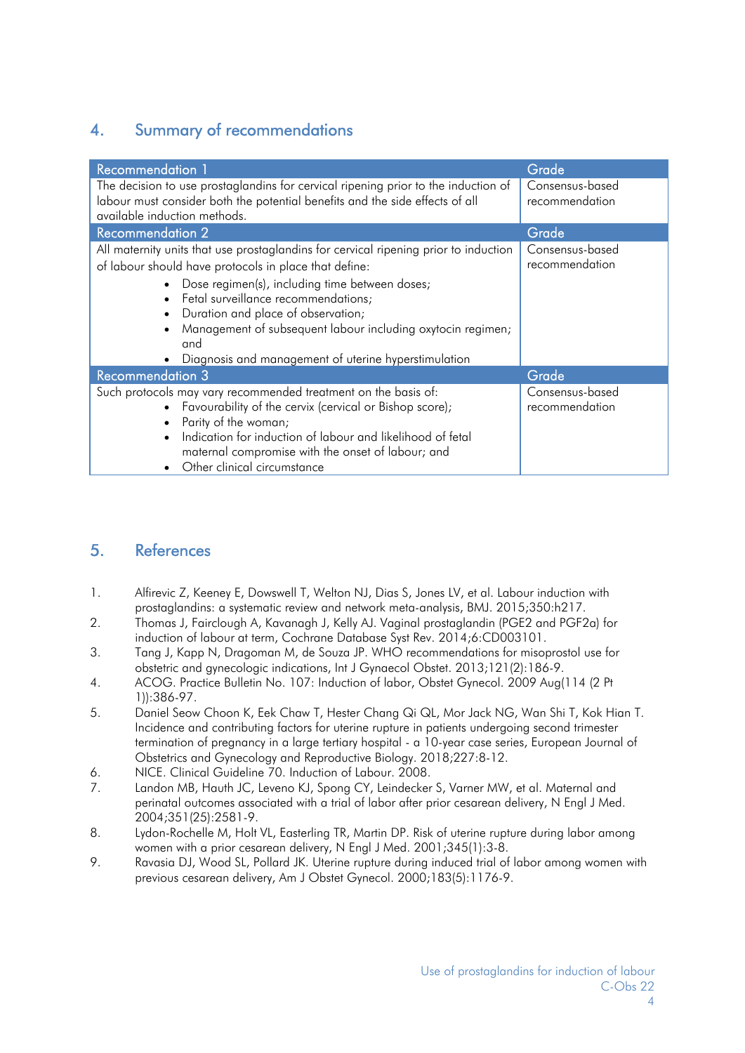## 4. Summary of recommendations

| Recommendation 1 | Grade |
|---|---|
| The decision to use prostaglandins for cervical ripening prior to the induction of labour must consider both the potential benefits and the side effects of all available induction methods. | Consensus-based recommendation |
| **Recommendation 2** | **Grade** |
| All maternity units that use prostaglandins for cervical ripening prior to induction of labour should have protocols in place that define:<br>• Dose regimen(s), including time between doses;<br>• Fetal surveillance recommendations;<br>• Duration and place of observation;<br>• Management of subsequent labour including oxytocin regimen; and<br>• Diagnosis and management of uterine hyperstimulation | Consensus-based recommendation |
| **Recommendation 3** | **Grade** |
| Such protocols may vary recommended treatment on the basis of:<br>• Favourability of the cervix (cervical or Bishop score);<br>• Parity of the woman;<br>• Indication for induction of labour and likelihood of fetal maternal compromise with the onset of labour; and<br>• Other clinical circumstance | Consensus-based recommendation |

## 5. References

1. Alfirevic Z, Keeney E, Dowswell T, Welton NJ, Dias S, Jones LV, et al. Labour induction with prostaglandins: a systematic review and network meta-analysis, BMJ. 2015;350:h217.
2. Thomas J, Fairclough A, Kavanagh J, Kelly AJ. Vaginal prostaglandin (PGE2 and PGF2a) for induction of labour at term, Cochrane Database Syst Rev. 2014;6:CD003101.
3. Tang J, Kapp N, Dragoman M, de Souza JP. WHO recommendations for misoprostol use for obstetric and gynecologic indications, Int J Gynaecol Obstet. 2013;121(2):186-9.
4. ACOG. Practice Bulletin No. 107: Induction of labor, Obstet Gynecol. 2009 Aug(114 (2 Pt 1)):386-97.
5. Daniel Seow Choon K, Eek Chaw T, Hester Chang Qi QL, Mor Jack NG, Wan Shi T, Kok Hian T. Incidence and contributing factors for uterine rupture in patients undergoing second trimester termination of pregnancy in a large tertiary hospital - a 10-year case series, European Journal of Obstetrics and Gynecology and Reproductive Biology. 2018;227:8-12.
6. NICE. Clinical Guideline 70. Induction of Labour. 2008.
7. Landon MB, Hauth JC, Leveno KJ, Spong CY, Leindecker S, Varner MW, et al. Maternal and perinatal outcomes associated with a trial of labor after prior cesarean delivery, N Engl J Med. 2004;351(25):2581-9.
8. Lydon-Rochelle M, Holt VL, Easterling TR, Martin DP. Risk of uterine rupture during labor among women with a prior cesarean delivery, N Engl J Med. 2001;345(1):3-8.
9. Ravasia DJ, Wood SL, Pollard JK. Uterine rupture during induced trial of labor among women with previous cesarean delivery, Am J Obstet Gynecol. 2000;183(5):1176-9.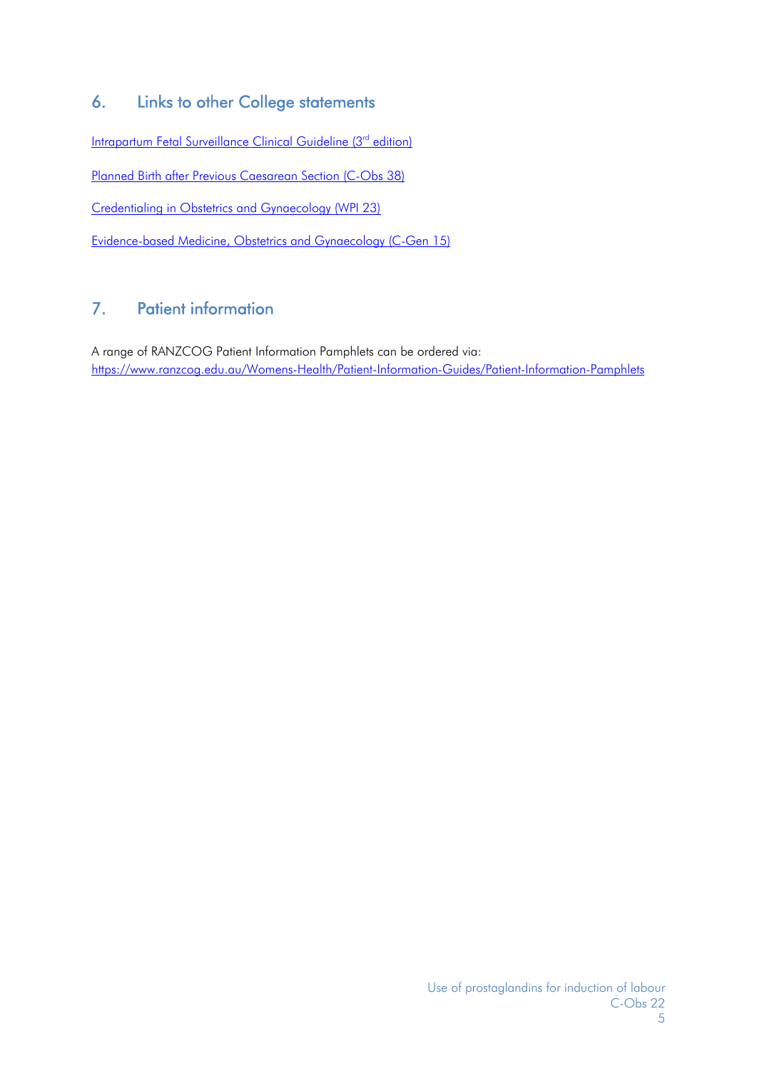## 6. Links to other College statements

Intrapartum Fetal Surveillance Clinical Guideline (3rd edition)

Planned Birth after Previous Caesarean Section (C-Obs 38)

Credentialing in Obstetrics and Gynaecology (WPI 23)

Evidence-based Medicine, Obstetrics and Gynaecology (C-Gen 15)

## 7. Patient information

A range of RANZCOG Patient Information Pamphlets can be ordered via:
https://www.ranzcog.edu.au/Womens-Health/Patient-Information-Guides/Patient-Information-Pamphlets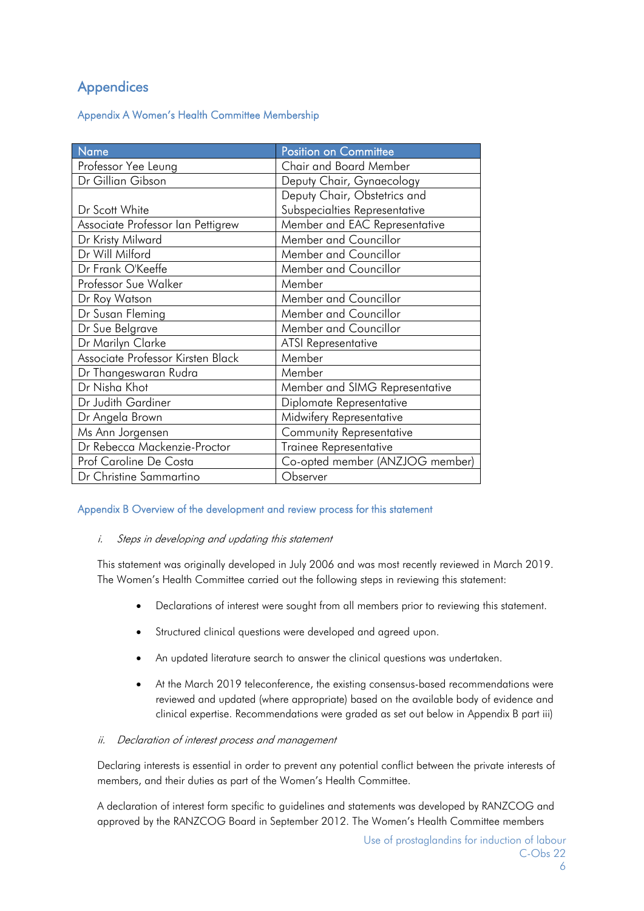# Appendices

## Appendix A Women's Health Committee Membership

| Name | Position on Committee |
| --- | --- |
| Professor Yee Leung | Chair and Board Member |
| Dr Gillian Gibson | Deputy Chair, Gynaecology |
| Dr Scott White | Deputy Chair, Obstetrics and Subspecialties Representative |
| Associate Professor Ian Pettigrew | Member and EAC Representative |
| Dr Kristy Milward | Member and Councillor |
| Dr Will Milford | Member and Councillor |
| Dr Frank O'Keeffe | Member and Councillor |
| Professor Sue Walker | Member |
| Dr Roy Watson | Member and Councillor |
| Dr Susan Fleming | Member and Councillor |
| Dr Sue Belgrave | Member and Councillor |
| Dr Marilyn Clarke | ATSI Representative |
| Associate Professor Kirsten Black | Member |
| Dr Thangeswaran Rudra | Member |
| Dr Nisha Khot | Member and SIMG Representative |
| Dr Judith Gardiner | Diplomate Representative |
| Dr Angela Brown | Midwifery Representative |
| Ms Ann Jorgensen | Community Representative |
| Dr Rebecca Mackenzie-Proctor | Trainee Representative |
| Prof Caroline De Costa | Co-opted member (ANZJOG member) |
| Dr Christine Sammartino | Observer |

## Appendix B Overview of the development and review process for this statement

*i. Steps in developing and updating this statement*

This statement was originally developed in July 2006 and was most recently reviewed in March 2019. The Women's Health Committee carried out the following steps in reviewing this statement:

- Declarations of interest were sought from all members prior to reviewing this statement.
- Structured clinical questions were developed and agreed upon.
- An updated literature search to answer the clinical questions was undertaken.
- At the March 2019 teleconference, the existing consensus-based recommendations were reviewed and updated (where appropriate) based on the available body of evidence and clinical expertise. Recommendations were graded as set out below in Appendix B part iii)

*ii. Declaration of interest process and management*

Declaring interests is essential in order to prevent any potential conflict between the private interests of members, and their duties as part of the Women's Health Committee.

A declaration of interest form specific to guidelines and statements was developed by RANZCOG and approved by the RANZCOG Board in September 2012. The Women's Health Committee members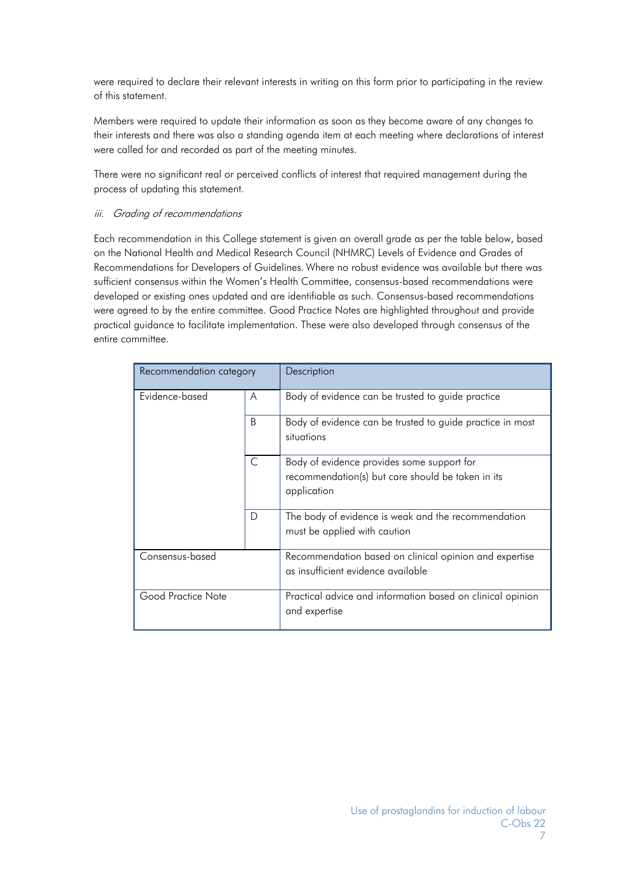were required to declare their relevant interests in writing on this form prior to participating in the review of this statement.

Members were required to update their information as soon as they become aware of any changes to their interests and there was also a standing agenda item at each meeting where declarations of interest were called for and recorded as part of the meeting minutes.

There were no significant real or perceived conflicts of interest that required management during the process of updating this statement.

*iii. Grading of recommendations*

Each recommendation in this College statement is given an overall grade as per the table below, based on the National Health and Medical Research Council (NHMRC) Levels of Evidence and Grades of Recommendations for Developers of Guidelines. Where no robust evidence was available but there was sufficient consensus within the Women's Health Committee, consensus-based recommendations were developed or existing ones updated and are identifiable as such. Consensus-based recommendations were agreed to by the entire committee. Good Practice Notes are highlighted throughout and provide practical guidance to facilitate implementation. These were also developed through consensus of the entire committee.

| Recommendation category | | Description |
|---|---|---|
| Evidence-based | A | Body of evidence can be trusted to guide practice |
| | B | Body of evidence can be trusted to guide practice in most situations |
| | C | Body of evidence provides some support for recommendation(s) but care should be taken in its application |
| | D | The body of evidence is weak and the recommendation must be applied with caution |
| Consensus-based | | Recommendation based on clinical opinion and expertise as insufficient evidence available |
| Good Practice Note | | Practical advice and information based on clinical opinion and expertise |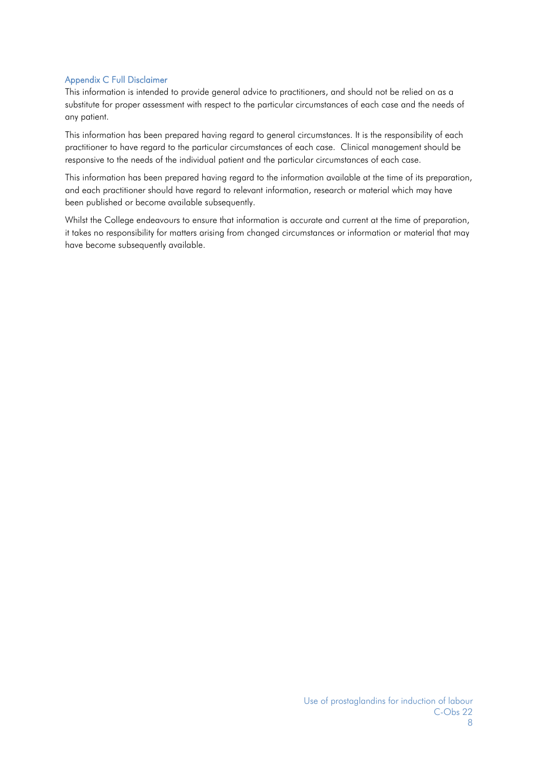## Appendix C Full Disclaimer

This information is intended to provide general advice to practitioners, and should not be relied on as a substitute for proper assessment with respect to the particular circumstances of each case and the needs of any patient.

This information has been prepared having regard to general circumstances. It is the responsibility of each practitioner to have regard to the particular circumstances of each case. Clinical management should be responsive to the needs of the individual patient and the particular circumstances of each case.

This information has been prepared having regard to the information available at the time of its preparation, and each practitioner should have regard to relevant information, research or material which may have been published or become available subsequently.

Whilst the College endeavours to ensure that information is accurate and current at the time of preparation, it takes no responsibility for matters arising from changed circumstances or information or material that may have become subsequently available.